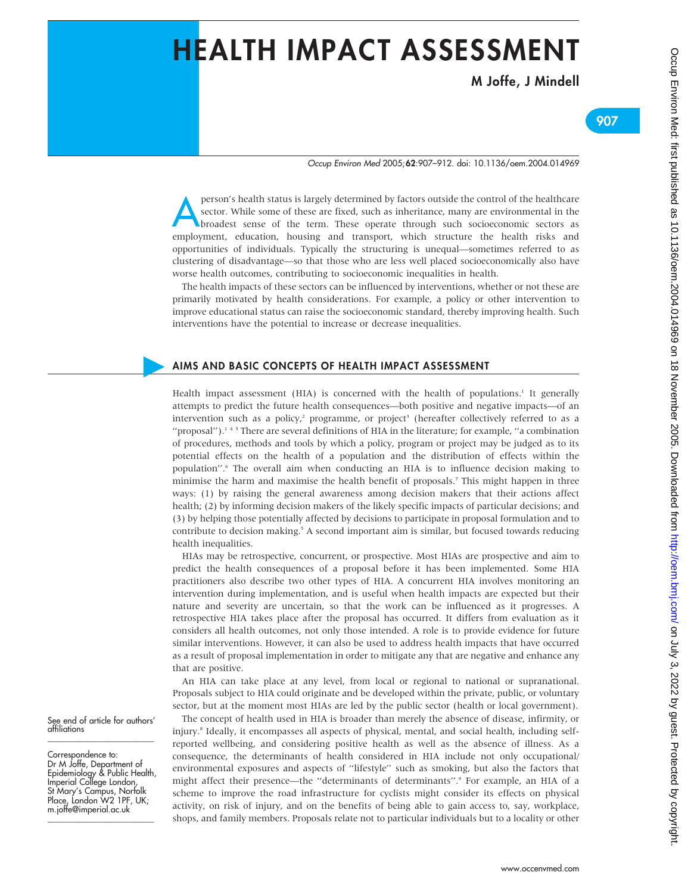# HEALTH IMPACT ASSESSMENT

**M Joffe, J Mindell**

A person's health status is largely determined by factors outside the control of the healthcare sector. While some of these are fixed, such as inheritance, many are environmental in the broadest sense of the term. These operate through such socioeconomic sectors as employment, education, housing and transport, which structure the health risks and opportunities of individuals. Typically the structuring is unequal—sometimes referred to as clustering of disadvantage—so that those who are less well placed socioeconomically also have worse health outcomes, contributing to socioeconomic inequalities in health.

The health impacts of these sectors can be influenced by interventions, whether or not these are primarily motivated by health considerations. For example, a policy or other intervention to improve educational status can raise the socioeconomic standard, thereby improving health. Such interventions have the potential to increase or decrease inequalities.

## AIMS AND BASIC CONCEPTS OF HEALTH IMPACT ASSESSMENT

Health impact assessment (HIA) is concerned with the health of populations.[1] It generally attempts to predict the future health consequences—both positive and negative impacts—of an intervention such as a policy,[2] programme, or project[3] (hereafter collectively referred to as a "proposal").[1 4 5] There are several definitions of HIA in the literature; for example, "a combination of procedures, methods and tools by which a policy, program or project may be judged as to its potential effects on the health of a population and the distribution of effects within the population".[6] The overall aim when conducting an HIA is to influence decision making to minimise the harm and maximise the health benefit of proposals.[7] This might happen in three ways: (1) by raising the general awareness among decision makers that their actions affect health; (2) by informing decision makers of the likely specific impacts of particular decisions; and (3) by helping those potentially affected by decisions to participate in proposal formulation and to contribute to decision making.[5] A second important aim is similar, but focused towards reducing health inequalities.

HIAs may be retrospective, concurrent, or prospective. Most HIAs are prospective and aim to predict the health consequences of a proposal before it has been implemented. Some HIA practitioners also describe two other types of HIA. A concurrent HIA involves monitoring an intervention during implementation, and is useful when health impacts are expected but their nature and severity are uncertain, so that the work can be influenced as it progresses. A retrospective HIA takes place after the proposal has occurred. It differs from evaluation as it considers all health outcomes, not only those intended. A role is to provide evidence for future similar interventions. However, it can also be used to address health impacts that have occurred as a result of proposal implementation in order to mitigate any that are negative and enhance any that are positive.

An HIA can take place at any level, from local or regional to national or supranational. Proposals subject to HIA could originate and be developed within the private, public, or voluntary sector, but at the moment most HIAs are led by the public sector (health or local government).

The concept of health used in HIA is broader than merely the absence of disease, infirmity, or injury.[8] Ideally, it encompasses all aspects of physical, mental, and social health, including self-reported wellbeing, and considering positive health as well as the absence of illness. As a consequence, the determinants of health considered in HIA include not only occupational/environmental exposures and aspects of "lifestyle" such as smoking, but also the factors that might affect their presence—the "determinants of determinants".[9] For example, an HIA of a scheme to improve the road infrastructure for cyclists might consider its effects on physical activity, on risk of injury, and on the benefits of being able to gain access to, say, workplace, shops, and family members. Proposals relate not to particular individuals but to a locality or other

See end of article for authors' affiliations

Correspondence to: Dr M Joffe, Department of Epidemiology & Public Health, Imperial College London, St Mary's Campus, Norfolk Place, London W2 1PF, UK; m.joffe@imperial.ac.uk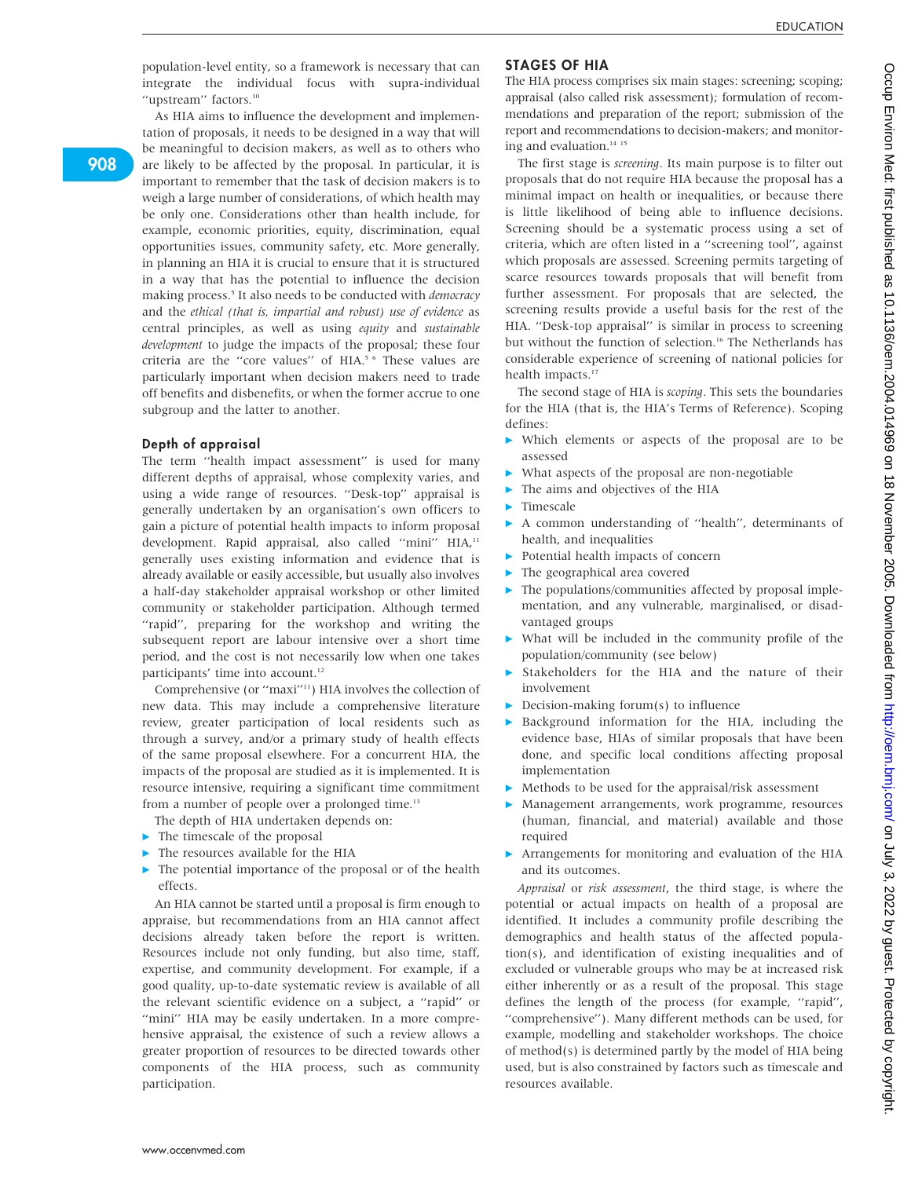population-level entity, so a framework is necessary that can integrate the individual focus with supra-individual "upstream" factors.[10]

As HIA aims to influence the development and implementation of proposals, it needs to be designed in a way that will be meaningful to decision makers, as well as to others who are likely to be affected by the proposal. In particular, it is important to remember that the task of decision makers is to weigh a large number of considerations, of which health may be only one. Considerations other than health include, for example, economic priorities, equity, discrimination, equal opportunities issues, community safety, etc. More generally, in planning an HIA it is crucial to ensure that it is structured in a way that has the potential to influence the decision making process.[5] It also needs to be conducted with *democracy* and the *ethical (that is, impartial and robust) use of evidence* as central principles, as well as using *equity* and *sustainable development* to judge the impacts of the proposal; these four criteria are the "core values" of HIA.[5 6] These values are particularly important when decision makers need to trade off benefits and disbenefits, or when the former accrue to one subgroup and the latter to another.

### Depth of appraisal

The term "health impact assessment" is used for many different depths of appraisal, whose complexity varies, and using a wide range of resources. "Desk-top" appraisal is generally undertaken by an organisation's own officers to gain a picture of potential health impacts to inform proposal development. Rapid appraisal, also called "mini" HIA,[11] generally uses existing information and evidence that is already available or easily accessible, but usually also involves a half-day stakeholder appraisal workshop or other limited community or stakeholder participation. Although termed "rapid", preparing for the workshop and writing the subsequent report are labour intensive over a short time period, and the cost is not necessarily low when one takes participants' time into account.[12]

Comprehensive (or "maxi"[11]) HIA involves the collection of new data. This may include a comprehensive literature review, greater participation of local residents such as through a survey, and/or a primary study of health effects of the same proposal elsewhere. For a concurrent HIA, the impacts of the proposal are studied as it is implemented. It is resource intensive, requiring a significant time commitment from a number of people over a prolonged time.[13]

The depth of HIA undertaken depends on:

- The timescale of the proposal
- The resources available for the HIA
- The potential importance of the proposal or of the health effects.

An HIA cannot be started until a proposal is firm enough to appraise, but recommendations from an HIA cannot affect decisions already taken before the report is written. Resources include not only funding, but also time, staff, expertise, and community development. For example, if a good quality, up-to-date systematic review is available of all the relevant scientific evidence on a subject, a "rapid" or "mini" HIA may be easily undertaken. In a more comprehensive appraisal, the existence of such a review allows a greater proportion of resources to be directed towards other components of the HIA process, such as community participation.

## STAGES OF HIA

The HIA process comprises six main stages: screening; scoping; appraisal (also called risk assessment); formulation of recommendations and preparation of the report; submission of the report and recommendations to decision-makers; and monitoring and evaluation.[14 15]

The first stage is *screening*. Its main purpose is to filter out proposals that do not require HIA because the proposal has a minimal impact on health or inequalities, or because there is little likelihood of being able to influence decisions. Screening should be a systematic process using a set of criteria, which are often listed in a "screening tool", against which proposals are assessed. Screening permits targeting of scarce resources towards proposals that will benefit from further assessment. For proposals that are selected, the screening results provide a useful basis for the rest of the HIA. "Desk-top appraisal" is similar in process to screening but without the function of selection.[16] The Netherlands has considerable experience of screening of national policies for health impacts.[17]

The second stage of HIA is *scoping*. This sets the boundaries for the HIA (that is, the HIA's Terms of Reference). Scoping defines:

- Which elements or aspects of the proposal are to be assessed
- What aspects of the proposal are non-negotiable
- The aims and objectives of the HIA
- Timescale
- A common understanding of "health", determinants of health, and inequalities
- Potential health impacts of concern
- The geographical area covered
- The populations/communities affected by proposal implementation, and any vulnerable, marginalised, or disadvantaged groups
- What will be included in the community profile of the population/community (see below)
- Stakeholders for the HIA and the nature of their involvement
- Decision-making forum(s) to influence
- Background information for the HIA, including the evidence base, HIAs of similar proposals that have been done, and specific local conditions affecting proposal implementation
- Methods to be used for the appraisal/risk assessment
- Management arrangements, work programme, resources (human, financial, and material) available and those required
- Arrangements for monitoring and evaluation of the HIA and its outcomes.

*Appraisal* or *risk assessment*, the third stage, is where the potential or actual impacts on health of a proposal are identified. It includes a community profile describing the demographics and health status of the affected population(s), and identification of existing inequalities and of excluded or vulnerable groups who may be at increased risk either inherently or as a result of the proposal. This stage defines the length of the process (for example, "rapid", "comprehensive"). Many different methods can be used, for example, modelling and stakeholder workshops. The choice of method(s) is determined partly by the model of HIA being used, but is also constrained by factors such as timescale and resources available.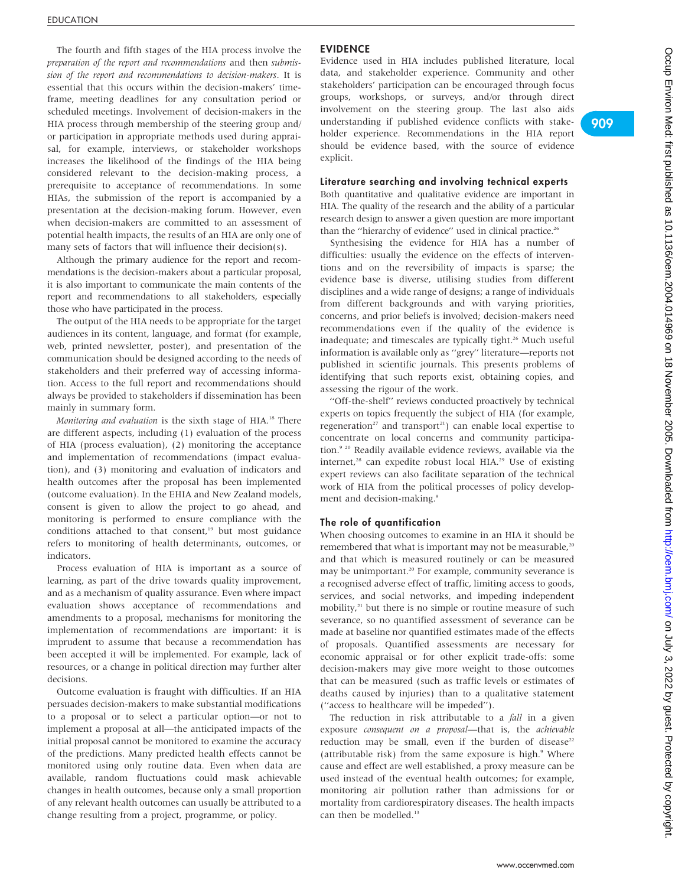The fourth and fifth stages of the HIA process involve the *preparation of the report and recommendations* and then *submission of the report and recommendations to decision-makers*. It is essential that this occurs within the decision-makers' timeframe, meeting deadlines for any consultation period or scheduled meetings. Involvement of decision-makers in the HIA process through membership of the steering group and/or participation in appropriate methods used during appraisal, for example, interviews, or stakeholder workshops increases the likelihood of the findings of the HIA being considered relevant to the decision-making process, a prerequisite to acceptance of recommendations. In some HIAs, the submission of the report is accompanied by a presentation at the decision-making forum. However, even when decision-makers are committed to an assessment of potential health impacts, the results of an HIA are only one of many sets of factors that will influence their decision(s).

Although the primary audience for the report and recommendations is the decision-makers about a particular proposal, it is also important to communicate the main contents of the report and recommendations to all stakeholders, especially those who have participated in the process.

The output of the HIA needs to be appropriate for the target audiences in its content, language, and format (for example, web, printed newsletter, poster), and presentation of the communication should be designed according to the needs of stakeholders and their preferred way of accessing information. Access to the full report and recommendations should always be provided to stakeholders if dissemination has been mainly in summary form.

*Monitoring and evaluation* is the sixth stage of HIA.[18] There are different aspects, including (1) evaluation of the process of HIA (process evaluation), (2) monitoring the acceptance and implementation of recommendations (impact evaluation), and (3) monitoring and evaluation of indicators and health outcomes after the proposal has been implemented (outcome evaluation). In the EHIA and New Zealand models, consent is given to allow the project to go ahead, and monitoring is performed to ensure compliance with the conditions attached to that consent,[19] but most guidance refers to monitoring of health determinants, outcomes, or indicators.

Process evaluation of HIA is important as a source of learning, as part of the drive towards quality improvement, and as a mechanism of quality assurance. Even where impact evaluation shows acceptance of recommendations and amendments to a proposal, mechanisms for monitoring the implementation of recommendations are important: it is imprudent to assume that because a recommendation has been accepted it will be implemented. For example, lack of resources, or a change in political direction may further alter decisions.

Outcome evaluation is fraught with difficulties. If an HIA persuades decision-makers to make substantial modifications to a proposal or to select a particular option—or not to implement a proposal at all—the anticipated impacts of the initial proposal cannot be monitored to examine the accuracy of the predictions. Many predicted health effects cannot be monitored using only routine data. Even when data are available, random fluctuations could mask achievable changes in health outcomes, because only a small proportion of any relevant health outcomes can usually be attributed to a change resulting from a project, programme, or policy.

## EVIDENCE

Evidence used in HIA includes published literature, local data, and stakeholder experience. Community and other stakeholders' participation can be encouraged through focus groups, workshops, or surveys, and/or through direct involvement on the steering group. The last also aids understanding if published evidence conflicts with stakeholder experience. Recommendations in the HIA report should be evidence based, with the source of evidence explicit.

### Literature searching and involving technical experts

Both quantitative and qualitative evidence are important in HIA. The quality of the research and the ability of a particular research design to answer a given question are more important than the "hierarchy of evidence" used in clinical practice.[26]

Synthesising the evidence for HIA has a number of difficulties: usually the evidence on the effects of interventions and on the reversibility of impacts is sparse; the evidence base is diverse, utilising studies from different disciplines and a wide range of designs; a range of individuals from different backgrounds and with varying priorities, concerns, and prior beliefs is involved; decision-makers need recommendations even if the quality of the evidence is inadequate; and timescales are typically tight.[26] Much useful information is available only as "grey" literature—reports not published in scientific journals. This presents problems of identifying that such reports exist, obtaining copies, and assessing the rigour of the work.

"Off-the-shelf" reviews conducted proactively by technical experts on topics frequently the subject of HIA (for example, regeneration[27] and transport[21]) can enable local expertise to concentrate on local concerns and community participation.[9,20] Readily available evidence reviews, available via the internet,[28] can expedite robust local HIA.[29] Use of existing expert reviews can also facilitate separation of the technical work of HIA from the political processes of policy development and decision-making.[9]

### The role of quantification

When choosing outcomes to examine in an HIA it should be remembered that what is important may not be measurable,[20] and that which is measured routinely or can be measured may be unimportant.[20] For example, community severance is a recognised adverse effect of traffic, limiting access to goods, services, and social networks, and impeding independent mobility,[21] but there is no simple or routine measure of such severance, so no quantified assessment of severance can be made at baseline nor quantified estimates made of the effects of proposals. Quantified assessments are necessary for economic appraisal or for other explicit trade-offs: some decision-makers may give more weight to those outcomes that can be measured (such as traffic levels or estimates of deaths caused by injuries) than to a qualitative statement ("access to healthcare will be impeded").

The reduction in risk attributable to a *fall* in a given exposure *consequent on a proposal*—that is, the *achievable* reduction may be small, even if the burden of disease[22] (attributable risk) from the same exposure is high.[9] Where cause and effect are well established, a proxy measure can be used instead of the eventual health outcomes; for example, monitoring air pollution rather than admissions for or mortality from cardiorespiratory diseases. The health impacts can then be modelled.[13]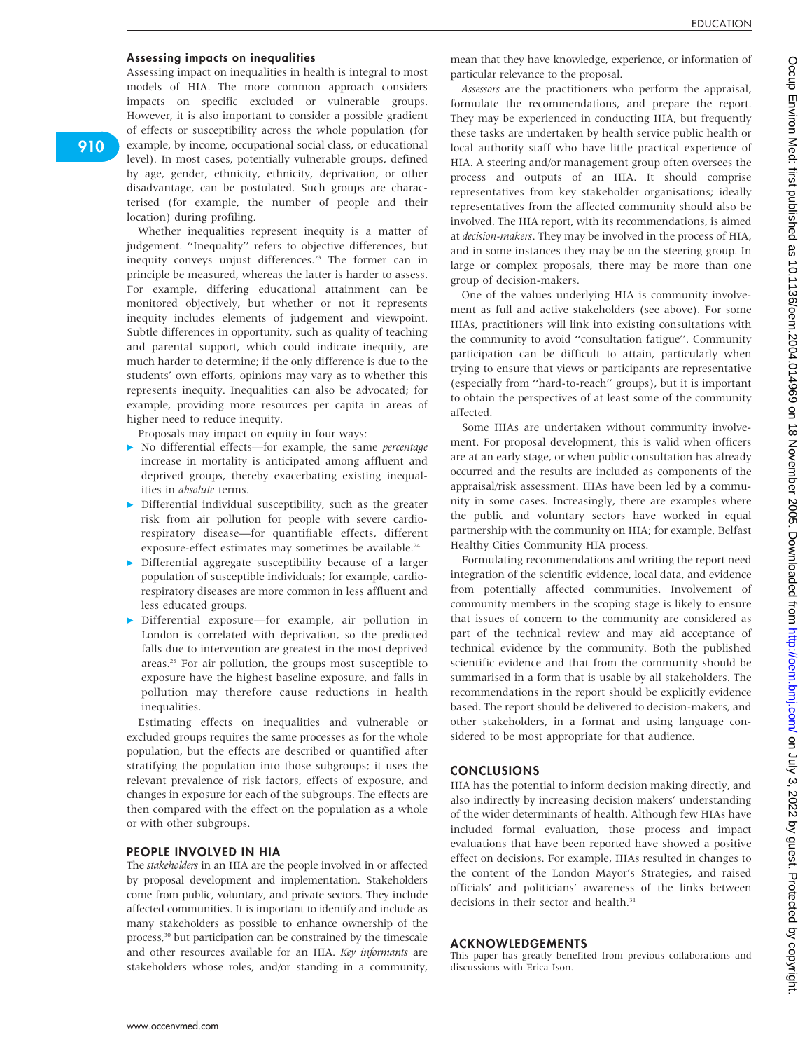### Assessing impacts on inequalities

Assessing impact on inequalities in health is integral to most models of HIA. The more common approach considers impacts on specific excluded or vulnerable groups. However, it is also important to consider a possible gradient of effects or susceptibility across the whole population (for example, by income, occupational social class, or educational level). In most cases, potentially vulnerable groups, defined by age, gender, ethnicity, ethnicity, deprivation, or other disadvantage, can be postulated. Such groups are characterised (for example, the number of people and their location) during profiling.

Whether inequalities represent inequity is a matter of judgement. ''Inequality'' refers to objective differences, but inequity conveys unjust differences.[23] The former can in principle be measured, whereas the latter is harder to assess. For example, differing educational attainment can be monitored objectively, but whether or not it represents inequity includes elements of judgement and viewpoint. Subtle differences in opportunity, such as quality of teaching and parental support, which could indicate inequity, are much harder to determine; if the only difference is due to the students' own efforts, opinions may vary as to whether this represents inequity. Inequalities can also be advocated; for example, providing more resources per capita in areas of higher need to reduce inequity.

Proposals may impact on equity in four ways:

- No differential effects—for example, the same *percentage* increase in mortality is anticipated among affluent and deprived groups, thereby exacerbating existing inequalities in *absolute* terms.
- Differential individual susceptibility, such as the greater risk from air pollution for people with severe cardio-respiratory disease—for quantifiable effects, different exposure-effect estimates may sometimes be available.[24]
- Differential aggregate susceptibility because of a larger population of susceptible individuals; for example, cardio-respiratory diseases are more common in less affluent and less educated groups.
- Differential exposure—for example, air pollution in London is correlated with deprivation, so the predicted falls due to intervention are greatest in the most deprived areas.[25] For air pollution, the groups most susceptible to exposure have the highest baseline exposure, and falls in pollution may therefore cause reductions in health inequalities.

Estimating effects on inequalities and vulnerable or excluded groups requires the same processes as for the whole population, but the effects are described or quantified after stratifying the population into those subgroups; it uses the relevant prevalence of risk factors, effects of exposure, and changes in exposure for each of the subgroups. The effects are then compared with the effect on the population as a whole or with other subgroups.

## PEOPLE INVOLVED IN HIA

The *stakeholders* in an HIA are the people involved in or affected by proposal development and implementation. Stakeholders come from public, voluntary, and private sectors. They include affected communities. It is important to identify and include as many stakeholders as possible to enhance ownership of the process,[30] but participation can be constrained by the timescale and other resources available for an HIA. *Key informants* are stakeholders whose roles, and/or standing in a community, mean that they have knowledge, experience, or information of particular relevance to the proposal.

*Assessors* are the practitioners who perform the appraisal, formulate the recommendations, and prepare the report. They may be experienced in conducting HIA, but frequently these tasks are undertaken by health service public health or local authority staff who have little practical experience of HIA. A steering and/or management group often oversees the process and outputs of an HIA. It should comprise representatives from key stakeholder organisations; ideally representatives from the affected community should also be involved. The HIA report, with its recommendations, is aimed at *decision-makers*. They may be involved in the process of HIA, and in some instances they may be on the steering group. In large or complex proposals, there may be more than one group of decision-makers.

One of the values underlying HIA is community involvement as full and active stakeholders (see above). For some HIAs, practitioners will link into existing consultations with the community to avoid ''consultation fatigue''. Community participation can be difficult to attain, particularly when trying to ensure that views or participants are representative (especially from ''hard-to-reach'' groups), but it is important to obtain the perspectives of at least some of the community affected.

Some HIAs are undertaken without community involvement. For proposal development, this is valid when officers are at an early stage, or when public consultation has already occurred and the results are included as components of the appraisal/risk assessment. HIAs have been led by a community in some cases. Increasingly, there are examples where the public and voluntary sectors have worked in equal partnership with the community on HIA; for example, Belfast Healthy Cities Community HIA process.

Formulating recommendations and writing the report need integration of the scientific evidence, local data, and evidence from potentially affected communities. Involvement of community members in the scoping stage is likely to ensure that issues of concern to the community are considered as part of the technical review and may aid acceptance of technical evidence by the community. Both the published scientific evidence and that from the community should be summarised in a form that is usable by all stakeholders. The recommendations in the report should be explicitly evidence based. The report should be delivered to decision-makers, and other stakeholders, in a format and using language considered to be most appropriate for that audience.

## CONCLUSIONS

HIA has the potential to inform decision making directly, and also indirectly by increasing decision makers' understanding of the wider determinants of health. Although few HIAs have included formal evaluation, those process and impact evaluations that have been reported have showed a positive effect on decisions. For example, HIAs resulted in changes to the content of the London Mayor's Strategies, and raised officials' and politicians' awareness of the links between decisions in their sector and health.[31]

## ACKNOWLEDGEMENTS

This paper has greatly benefited from previous collaborations and discussions with Erica Ison.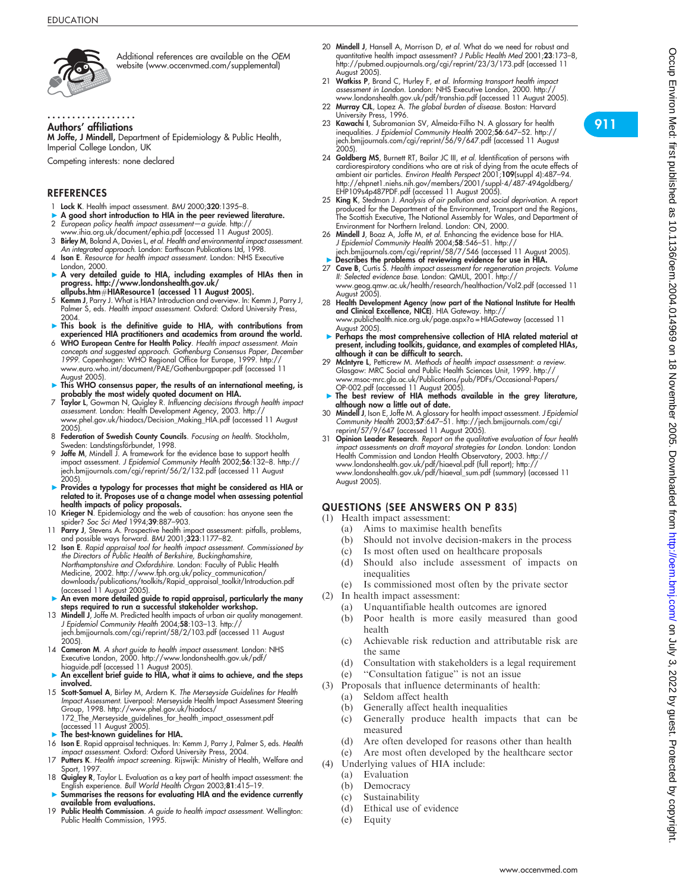Additional references are available on the *OEM* website (www.occenvmed.com/supplemental)

## Authors' affiliations

**M Joffe, J Mindell,** Department of Epidemiology & Public Health, Imperial College London, UK

Competing interests: none declared

## REFERENCES

1. **Lock K**. Health impact assessment. *BMJ* 2000;**320**:1395–8.
   - ▶ **A good short introduction to HIA in the peer reviewed literature.**
2. *European policy health impact assessment—a guide*. http://www.ihia.org.uk/document/ephia.pdf (accessed 11 August 2005).
3. **Birley M**, Boland A, Davies L, *et al. Health and environmental impact assessment. An integrated approach.* London: Earthscan Publications Ltd, 1998.
4. **Ison E**. *Resource for health impact assessment*. London: NHS Executive London, 2000.
   - ▶ **A very detailed guide to HIA, including examples of HIAs then in progress. http://www.londonshealth.gov.uk/allpubs.htm#HIAResource1 (accessed 11 August 2005).**
5. **Kemm J**, Parry J. What is HIA? Introduction and overview. In: Kemm J, Parry J, Palmer S, eds. *Health impact assessment*. Oxford: Oxford University Press, 2004.
   - ▶ **This book is the definitive guide to HIA, with contributions from experienced HIA practitioners and academics from around the world.**
6. **WHO European Centre for Health Policy**. *Health impact assessment. Main concepts and suggested approach. Gothenburg Consensus Paper, December 1999.* Copenhagen: WHO Regional Office for Europe, 1999. http://www.euro.who.int/document/PAE/Gothenburgpaper.pdf (accessed 11 August 2005).
   - ▶ **This WHO consensus paper, the results of an international meeting, is probably the most widely quoted document on HIA.**
7. **Taylor L**, Gowman N, Quigley R. *Influencing decisions through health impact assessment*. London: Health Development Agency, 2003. http://www.phel.gov.uk/hiadocs/Decision_Making_HIA.pdf (accessed 11 August 2005).
8. **Federation of Swedish County Councils**. *Focusing on health*. Stockholm, Sweden: Landstingsförbundet, 1998.
9. **Joffe M**, Mindell J. A framework for the evidence base to support health impact assessment. *J Epidemiol Community Health* 2002;**56**:132–8. http://jech.bmjjournals.com/cgi/reprint/56/2/132.pdf (accessed 11 August 2005).
   - ▶ **Provides a typology for processes that might be considered as HIA or related to it. Proposes use of a change model when assessing potential health impacts of policy proposals.**
10. **Krieger N**. Epidemiology and the web of causation: has anyone seen the spider? *Soc Sci Med* 1994;**39**:887–903.
11. **Parry J**, Stevens A. Prospective health impact assessment: pitfalls, problems, and possible ways forward. *BMJ* 2001;**323**:1177–82.
12. **Ison E**. *Rapid appraisal tool for health impact assessment. Commissioned by the Directors of Public Health of Berkshire, Buckinghamshire, Northamptonshire and Oxfordshire*. London: Faculty of Public Health Medicine, 2002. http://www.fph.org.uk/policy_communication/downloads/publications/toolkits/Rapid_appraisal_toolkit/Introduction.pdf (accessed 11 August 2005).
    - ▶ **An even more detailed guide to rapid appraisal, particularly the many steps required to run a successful stakeholder workshop.**
13. **Mindell J**, Joffe M. Predicted health impacts of urban air quality management. *J Epidemiol Community Health* 2004;**58**:103–13. http://jech.bmjjournals.com/cgi/reprint/58/2/103.pdf (accessed 11 August 2005).
14. **Cameron M**. *A short guide to health impact assessment*. London: NHS Executive London, 2000. http://www.londonshealth.gov.uk/pdf/hiaguide.pdf (accessed 11 August 2005).
    - ▶ **An excellent brief guide to HIA, what it aims to achieve, and the steps involved.**
15. **Scott-Samuel A**, Birley M, Ardern K. *The Merseyside Guidelines for Health Impact Assessment*. Liverpool: Merseyside Health Impact Assessment Steering Group, 1998. http://www.phel.gov.uk/hiadocs/172_The_Merseyside_guidelines_for_health_impact_assessment.pdf (accessed 11 August 2005).
    - ▶ **The best-known guidelines for HIA.**
16. **Ison E**. Rapid appraisal techniques. In: Kemm J, Parry J, Palmer S, eds. *Health impact assessment*. Oxford: Oxford University Press, 2004.
17. **Putters K**. *Health impact screening*. Rijswijk: Ministry of Health, Welfare and Sport, 1997.
18. **Quigley R**, Taylor L. Evaluation as a key part of health impact assessment: the English experience. *Bull World Health Organ* 2003;**81**:415–19.
    - ▶ **Summarises the reasons for evaluating HIA and the evidence currently available from evaluations.**
19. **Public Health Commission**. *A guide to health impact assessment*. Wellington: Public Health Commission, 1995.
20. **Mindell J**, Hansell A, Morrison D, *et al*. What do we need for robust and quantitative health impact assessment? *J Public Health Med* 2001;**23**:173–8, http://pubmed.oupjournals.org/cgi/reprint/23/3/173.pdf (accessed 11 August 2005).
21. **Watkiss P**, Brand C, Hurley F, *et al. Informing transport health impact assessment in London*. London: NHS Executive London, 2000. http://www.londonshealth.gov.uk/pdf/transhia.pdf (accessed 11 August 2005).
22. **Murray CJL**, Lopez A. *The global burden of disease*. Boston: Harvard University Press, 1996.
23. **Kawachi I**, Subramanian SV, Almeida-Filho N. A glossary for health inequalities. *J Epidemiol Community Health* 2002;**56**:647–52. http://jech.bmjjournals.com/cgi/reprint/56/9/647.pdf (accessed 11 August 2005).
24. **Goldberg MS**, Burnett RT, Bailar JC III, *et al*. Identification of persons with cardiorespiratory conditions who are at risk of dying from the acute effects of ambient air particles. *Environ Health Perspect* 2001;**109**(suppl 4):487–94. http://ehpnet1.niehs.nih.gov/members/2001/suppl-4/487-494goldberg/EHP109s4p487PDF.pdf (accessed 11 August 2005).
25. **King K**, Stedman J. *Analysis of air pollution and social deprivation.* A report produced for the Department of the Environment, Transport and the Regions, The Scottish Executive, The National Assembly for Wales, and Department of Environment for Northern Ireland. London: ON, 2000.
26. **Mindell J**, Boaz A, Joffe M, *et al*. Enhancing the evidence base for HIA. *J Epidemiol Community Health* 2004;**58**:546–51. http://jech.bmjjournals.com/cgi/reprint/58/7/546 (accessed 11 August 2005).
    - ▶ **Describes the problems of reviewing evidence for use in HIA.**
27. **Cave B**, Curtis S. *Health impact assessment for regeneration projects. Volume II: Selected evidence base*. London: QMUL, 2001. http://www.geog.qmw.ac.uk/health/research/healthaction/Vol2.pdf (accessed 11 August 2005).
28. **Health Development Agency (now part of the National Institute for Health and Clinical Excellence, NICE)**. HIA Gateway. http://www.publichealth.nice.org.uk/page.aspx?o=HIAGateway (accessed 11 August 2005).
    - ▶ **Perhaps the most comprehensive collection of HIA related material at present, including toolkits, guidance, and examples of completed HIAs, although it can be difficult to search.**
29. **McIntyre L**, Petticrew M. *Methods of health impact assessment: a review*. Glasgow: MRC Social and Public Health Sciences Unit, 1999. http://www.msoc-mrc.gla.ac.uk/Publications/pub/PDFs/Occasional-Papers/OP-002.pdf (accessed 11 August 2005).
    - ▶ **The best review of HIA methods available in the grey literature, although now a little out of date.**
30. **Mindell J**, Ison E, Joffe M. A glossary for health impact assessment. *J Epidemiol Community Health* 2003;**57**:647–51. http://jech.bmjjournals.com/cgi/reprint/57/9/647 (accessed 11 August 2005).
31. **Opinion Leader Research**. *Report on the qualitative evaluation of four health impact assessments on draft mayoral strategies for London*. London: London Health Commission and London Health Observatory, 2003. http://www.londonshealth.gov.uk/pdf/hiaeval.pdf (full report); http://www.londonshealth.gov.uk/pdf/hiaeval_sum.pdf (summary) (accessed 11 August 2005).

## QUESTIONS (SEE ANSWERS ON P 835)

(1) Health impact assessment:
   - (a) Aims to maximise health benefits
   - (b) Should not involve decision-makers in the process
   - (c) Is most often used on healthcare proposals
   - (d) Should also include assessment of impacts on inequalities
   - (e) Is commissioned most often by the private sector

(2) In health impact assessment:
   - (a) Unquantifiable health outcomes are ignored
   - (b) Poor health is more easily measured than good health
   - (c) Achievable risk reduction and attributable risk are the same
   - (d) Consultation with stakeholders is a legal requirement
   - (e) "Consultation fatigue" is not an issue

(3) Proposals that influence determinants of health:
   - (a) Seldom affect health
   - (b) Generally affect health inequalities
   - (c) Generally produce health impacts that can be measured
   - (d) Are often developed for reasons other than health
   - (e) Are most often developed by the healthcare sector

(4) Underlying values of HIA include:
   - (a) Evaluation
   - (b) Democracy
   - (c) Sustainability
   - (d) Ethical use of evidence
   - (e) Equity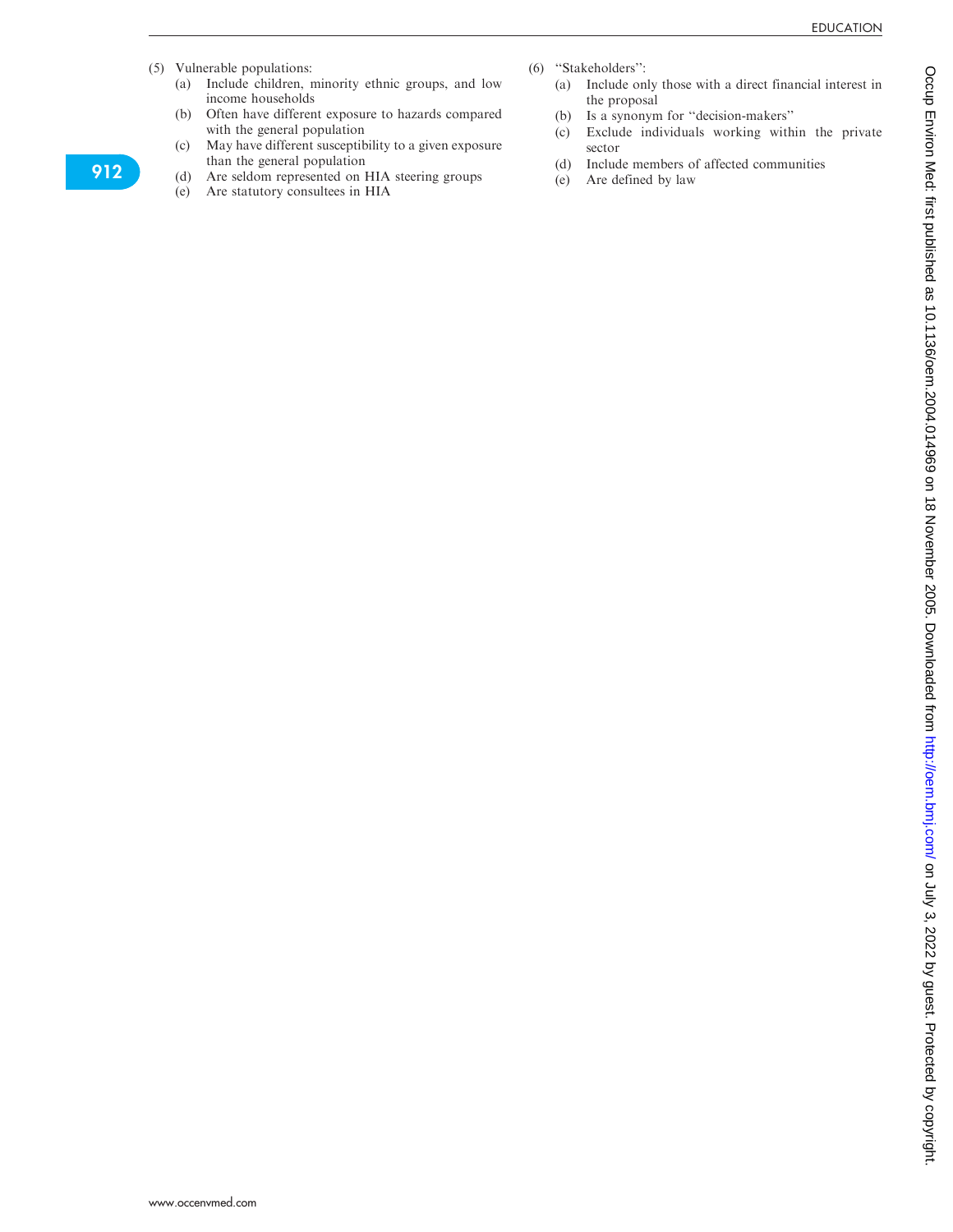(5) Vulnerable populations:
   (a) Include children, minority ethnic groups, and low income households
   (b) Often have different exposure to hazards compared with the general population
   (c) May have different susceptibility to a given exposure than the general population
   (d) Are seldom represented on HIA steering groups
   (e) Are statutory consultees in HIA

(6) "Stakeholders":
   (a) Include only those with a direct financial interest in the proposal
   (b) Is a synonym for "decision-makers"
   (c) Exclude individuals working within the private sector
   (d) Include members of affected communities
   (e) Are defined by law